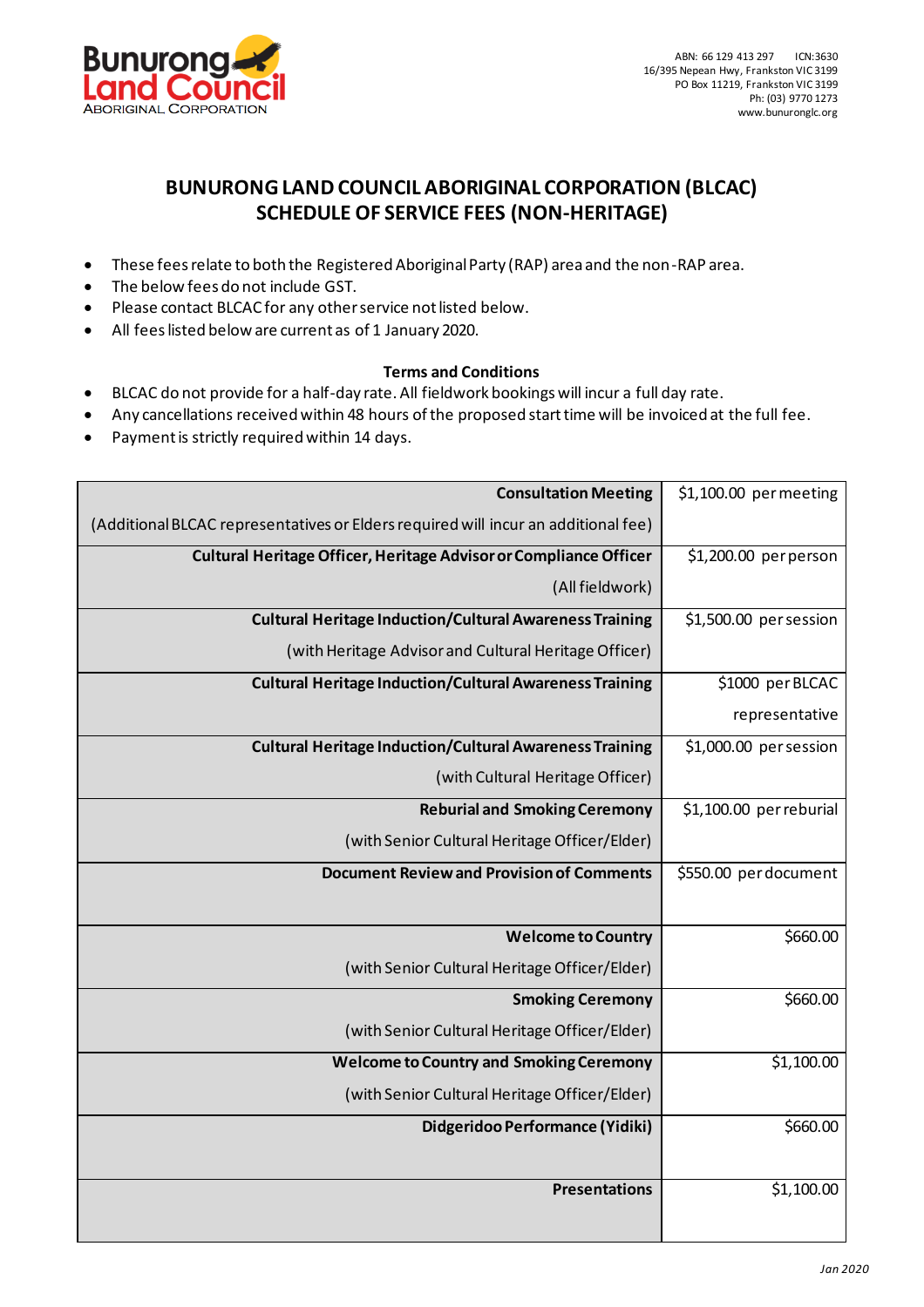Bunurong Land Council
ABORIGINAL CORPORATION

ABN: 66 129 413 297 ICN:3630
16/395 Nepean Hwy, Frankston VIC 3199
PO Box 11219, Frankston VIC 3199
Ph: (03) 9770 1273
www.bunuronglc.org

# BUNURONG LAND COUNCIL ABORIGINAL CORPORATION (BLCAC)
# SCHEDULE OF SERVICE FEES (NON-HERITAGE)

- These fees relate to both the Registered Aboriginal Party (RAP) area and the non-RAP area.
- The below fees do not include GST.
- Please contact BLCAC for any other service not listed below.
- All fees listed below are current as of 1 January 2020.

**Terms and Conditions**

- BLCAC do not provide for a half-day rate. All fieldwork bookings will incur a full day rate.
- Any cancellations received within 48 hours of the proposed start time will be invoiced at the full fee.
- Payment is strictly required within 14 days.

| Service | Fee |
|---|---|
| **Consultation Meeting**<br>(Additional BLCAC representatives or Elders required will incur an additional fee) | $1,100.00 per meeting |
| **Cultural Heritage Officer, Heritage Advisor or Compliance Officer**<br>(All fieldwork) | $1,200.00 per person |
| **Cultural Heritage Induction/Cultural Awareness Training**<br>(with Heritage Advisor and Cultural Heritage Officer) | $1,500.00 per session |
| **Cultural Heritage Induction/Cultural Awareness Training** | $1000 per BLCAC representative |
| **Cultural Heritage Induction/Cultural Awareness Training**<br>(with Cultural Heritage Officer) | $1,000.00 per session |
| **Rebural and Smoking Ceremony**<br>(with Senior Cultural Heritage Officer/Elder) | $1,100.00 per reburial |
| **Document Review and Provision of Comments** | $550.00 per document |
| **Welcome to Country**<br>(with Senior Cultural Heritage Officer/Elder) | $660.00 |
| **Smoking Ceremony**<br>(with Senior Cultural Heritage Officer/Elder) | $660.00 |
| **Welcome to Country and Smoking Ceremony**<br>(with Senior Cultural Heritage Officer/Elder) | $1,100.00 |
| **Didgeridoo Performance (Yidiki)** | $660.00 |
| **Presentations** | $1,100.00 |

*Jan 2020*